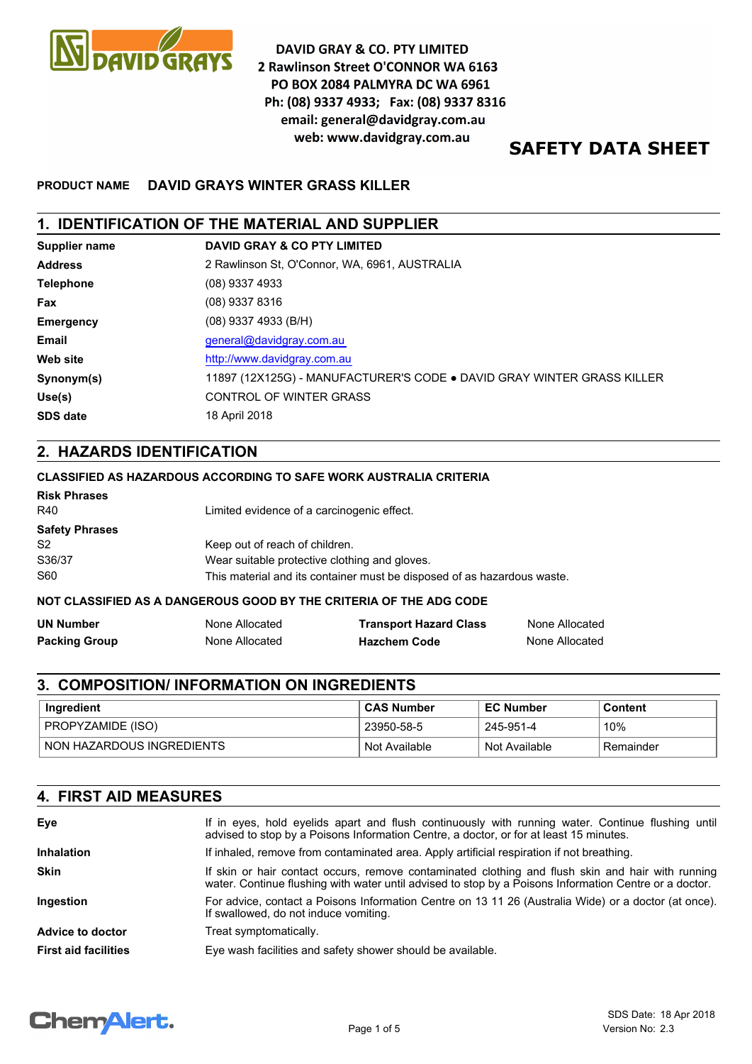DAVID GRAY & CO. PTY LIMITED
2 Rawlinson Street O'CONNOR WA 6163
PO BOX 2084 PALMYRA DC WA 6961
Ph: (08) 9337 4933; Fax: (08) 9337 8316
email: general@davidgray.com.au
web: www.davidgray.com.au

# SAFETY DATA SHEET

**PRODUCT NAME** **DAVID GRAYS WINTER GRASS KILLER**

## 1. IDENTIFICATION OF THE MATERIAL AND SUPPLIER

| | |
|---|---|
| **Supplier name** | **DAVID GRAY & CO PTY LIMITED** |
| **Address** | 2 Rawlinson St, O'Connor, WA, 6961, AUSTRALIA |
| **Telephone** | (08) 9337 4933 |
| **Fax** | (08) 9337 8316 |
| **Emergency** | (08) 9337 4933 (B/H) |
| **Email** | general@davidgray.com.au |
| **Web site** | http://www.davidgray.com.au |
| **Synonym(s)** | 11897 (12X125G) - MANUFACTURER'S CODE • DAVID GRAY WINTER GRASS KILLER |
| **Use(s)** | CONTROL OF WINTER GRASS |
| **SDS date** | 18 April 2018 |

## 2. HAZARDS IDENTIFICATION

**CLASSIFIED AS HAZARDOUS ACCORDING TO SAFE WORK AUSTRALIA CRITERIA**

**Risk Phrases**

| | |
|---|---|
| R40 | Limited evidence of a carcinogenic effect. |

**Safety Phrases**

| | |
|---|---|
| S2 | Keep out of reach of children. |
| S36/37 | Wear suitable protective clothing and gloves. |
| S60 | This material and its container must be disposed of as hazardous waste. |

**NOT CLASSIFIED AS A DANGEROUS GOOD BY THE CRITERIA OF THE ADG CODE**

| | | | |
|---|---|---|---|
| **UN Number** | None Allocated | **Transport Hazard Class** | None Allocated |
| **Packing Group** | None Allocated | **Hazchem Code** | None Allocated |

## 3. COMPOSITION/ INFORMATION ON INGREDIENTS

| Ingredient | CAS Number | EC Number | Content |
|---|---|---|---|
| PROPYZAMIDE (ISO) | 23950-58-5 | 245-951-4 | 10% |
| NON HAZARDOUS INGREDIENTS | Not Available | Not Available | Remainder |

## 4. FIRST AID MEASURES

| | |
|---|---|
| **Eye** | If in eyes, hold eyelids apart and flush continuously with running water. Continue flushing until advised to stop by a Poisons Information Centre, a doctor, or for at least 15 minutes. |
| **Inhalation** | If inhaled, remove from contaminated area. Apply artificial respiration if not breathing. |
| **Skin** | If skin or hair contact occurs, remove contaminated clothing and flush skin and hair with running water. Continue flushing with water until advised to stop by a Poisons Information Centre or a doctor. |
| **Ingestion** | For advice, contact a Poisons Information Centre on 13 11 26 (Australia Wide) or a doctor (at once). If swallowed, do not induce vomiting. |
| **Advice to doctor** | Treat symptomatically. |
| **First aid facilities** | Eye wash facilities and safety shower should be available. |

SDS Date: 18 Apr 2018
Version No: 2.3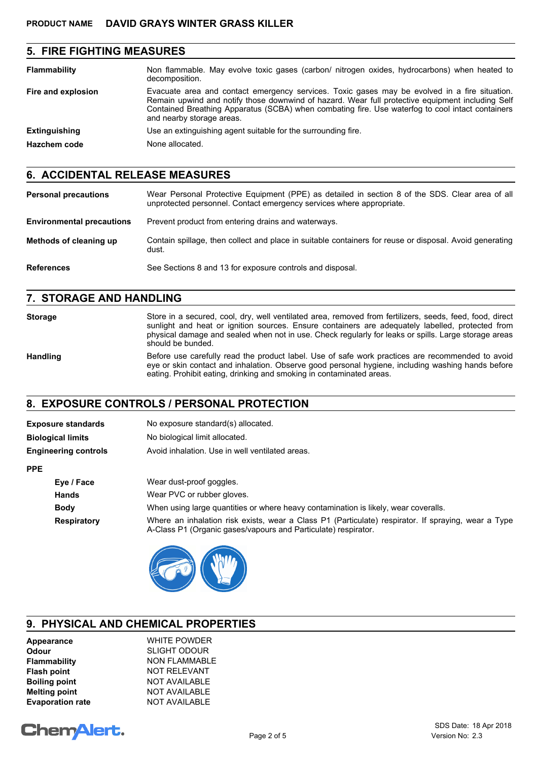**PRODUCT NAME** **DAVID GRAYS WINTER GRASS KILLER**

## 5. FIRE FIGHTING MEASURES

| | |
|---|---|
| **Flammability** | Non flammable. May evolve toxic gases (carbon/ nitrogen oxides, hydrocarbons) when heated to decomposition. |
| **Fire and explosion** | Evacuate area and contact emergency services. Toxic gases may be evolved in a fire situation. Remain upwind and notify those downwind of hazard. Wear full protective equipment including Self Contained Breathing Apparatus (SCBA) when combating fire. Use waterfog to cool intact containers and nearby storage areas. |
| **Extinguishing** | Use an extinguishing agent suitable for the surrounding fire. |
| **Hazchem code** | None allocated. |

## 6. ACCIDENTAL RELEASE MEASURES

| | |
|---|---|
| **Personal precautions** | Wear Personal Protective Equipment (PPE) as detailed in section 8 of the SDS. Clear area of all unprotected personnel. Contact emergency services where appropriate. |
| **Environmental precautions** | Prevent product from entering drains and waterways. |
| **Methods of cleaning up** | Contain spillage, then collect and place in suitable containers for reuse or disposal. Avoid generating dust. |
| **References** | See Sections 8 and 13 for exposure controls and disposal. |

## 7. STORAGE AND HANDLING

| | |
|---|---|
| **Storage** | Store in a secured, cool, dry, well ventilated area, removed from fertilizers, seeds, feed, food, direct sunlight and heat or ignition sources. Ensure containers are adequately labelled, protected from physical damage and sealed when not in use. Check regularly for leaks or spills. Large storage areas should be bunded. |
| **Handling** | Before use carefully read the product label. Use of safe work practices are recommended to avoid eye or skin contact and inhalation. Observe good personal hygiene, including washing hands before eating. Prohibit eating, drinking and smoking in contaminated areas. |

## 8. EXPOSURE CONTROLS / PERSONAL PROTECTION

| | |
|---|---|
| **Exposure standards** | No exposure standard(s) allocated. |
| **Biological limits** | No biological limit allocated. |
| **Engineering controls** | Avoid inhalation. Use in well ventilated areas. |

**PPE**

| | |
|---|---|
| **Eye / Face** | Wear dust-proof goggles. |
| **Hands** | Wear PVC or rubber gloves. |
| **Body** | When using large quantities or where heavy contamination is likely, wear coveralls. |
| **Respiratory** | Where an inhalation risk exists, wear a Class P1 (Particulate) respirator. If spraying, wear a Type A-Class P1 (Organic gases/vapours and Particulate) respirator. |

## 9. PHYSICAL AND CHEMICAL PROPERTIES

| | |
|---|---|
| **Appearance** | WHITE POWDER |
| **Odour** | SLIGHT ODOUR |
| **Flammability** | NON FLAMMABLE |
| **Flash point** | NOT RELEVANT |
| **Boiling point** | NOT AVAILABLE |
| **Melting point** | NOT AVAILABLE |
| **Evaporation rate** | NOT AVAILABLE |

SDS Date: 18 Apr 2018
Version No: 2.3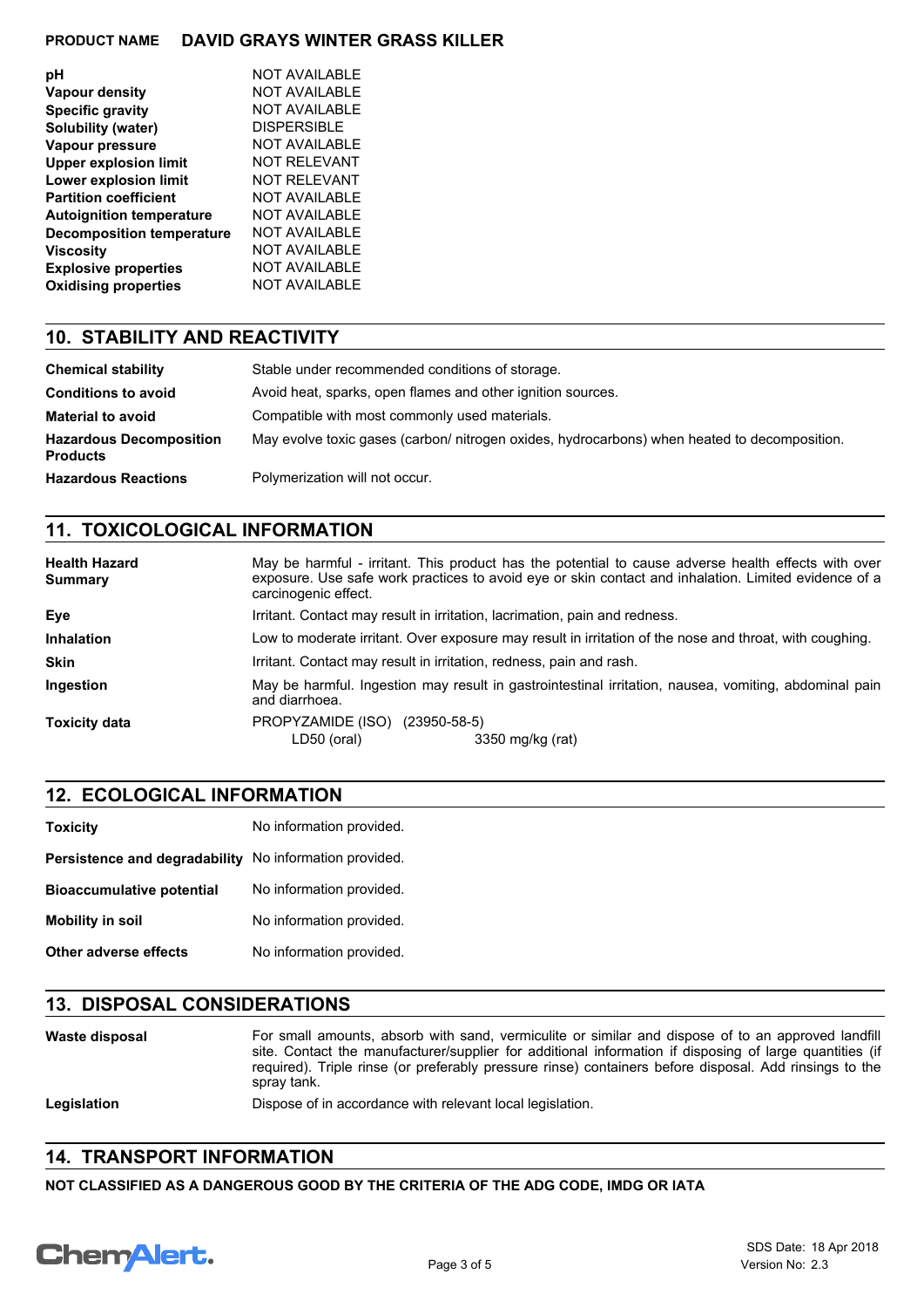| | |
|---|---|
| **pH** | NOT AVAILABLE |
| **Vapour density** | NOT AVAILABLE |
| **Specific gravity** | NOT AVAILABLE |
| **Solubility (water)** | DISPERSIBLE |
| **Vapour pressure** | NOT AVAILABLE |
| **Upper explosion limit** | NOT RELEVANT |
| **Lower explosion limit** | NOT RELEVANT |
| **Partition coefficient** | NOT AVAILABLE |
| **Autoignition temperature** | NOT AVAILABLE |
| **Decomposition temperature** | NOT AVAILABLE |
| **Viscosity** | NOT AVAILABLE |
| **Explosive properties** | NOT AVAILABLE |
| **Oxidising properties** | NOT AVAILABLE |

## 10. STABILITY AND REACTIVITY

| | |
|---|---|
| **Chemical stability** | Stable under recommended conditions of storage. |
| **Conditions to avoid** | Avoid heat, sparks, open flames and other ignition sources. |
| **Material to avoid** | Compatible with most commonly used materials. |
| **Hazardous Decomposition Products** | May evolve toxic gases (carbon/ nitrogen oxides, hydrocarbons) when heated to decomposition. |
| **Hazardous Reactions** | Polymerization will not occur. |

## 11. TOXICOLOGICAL INFORMATION

| | |
|---|---|
| **Health Hazard Summary** | May be harmful - irritant. This product has the potential to cause adverse health effects with over exposure. Use safe work practices to avoid eye or skin contact and inhalation. Limited evidence of a carcinogenic effect. |
| **Eye** | Irritant. Contact may result in irritation, lacrimation, pain and redness. |
| **Inhalation** | Low to moderate irritant. Over exposure may result in irritation of the nose and throat, with coughing. |
| **Skin** | Irritant. Contact may result in irritation, redness, pain and rash. |
| **Ingestion** | May be harmful. Ingestion may result in gastrointestinal irritation, nausea, vomiting, abdominal pain and diarrhoea. |
| **Toxicity data** | PROPYZAMIDE (ISO) (23950-58-5)<br>LD50 (oral) 3350 mg/kg (rat) |

## 12. ECOLOGICAL INFORMATION

| | |
|---|---|
| **Toxicity** | No information provided. |
| **Persistence and degradability** | No information provided. |
| **Bioaccumulative potential** | No information provided. |
| **Mobility in soil** | No information provided. |
| **Other adverse effects** | No information provided. |

## 13. DISPOSAL CONSIDERATIONS

| | |
|---|---|
| **Waste disposal** | For small amounts, absorb with sand, vermiculite or similar and dispose of to an approved landfill site. Contact the manufacturer/supplier for additional information if disposing of large quantities (if required). Triple rinse (or preferably pressure rinse) containers before disposal. Add rinsings to the spray tank. |
| **Legislation** | Dispose of in accordance with relevant local legislation. |

## 14. TRANSPORT INFORMATION

**NOT CLASSIFIED AS A DANGEROUS GOOD BY THE CRITERIA OF THE ADG CODE, IMDG OR IATA**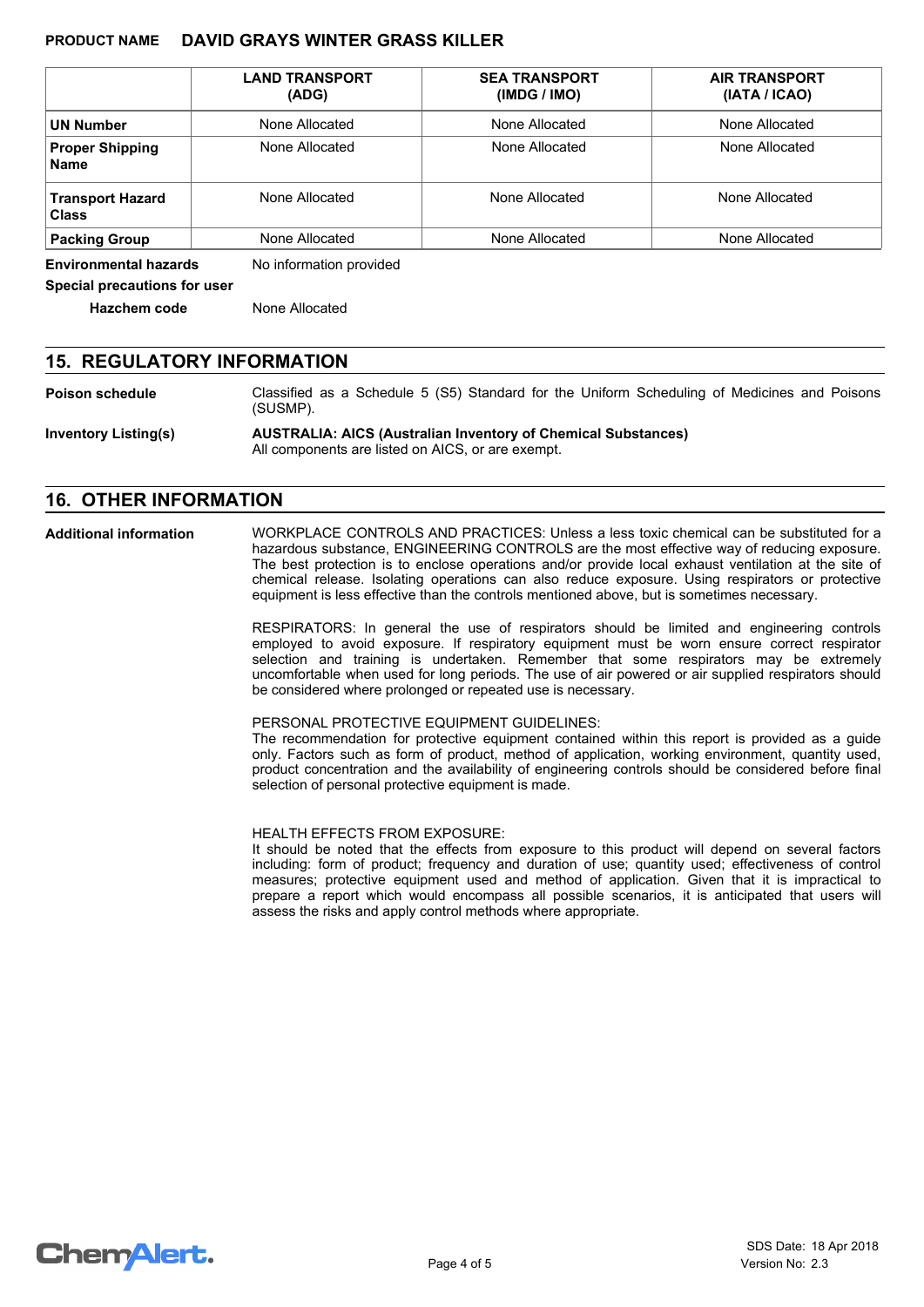| | LAND TRANSPORT (ADG) | SEA TRANSPORT (IMDG / IMO) | AIR TRANSPORT (IATA / ICAO) |
|---|---|---|---|
| **UN Number** | None Allocated | None Allocated | None Allocated |
| **Proper Shipping Name** | None Allocated | None Allocated | None Allocated |
| **Transport Hazard Class** | None Allocated | None Allocated | None Allocated |
| **Packing Group** | None Allocated | None Allocated | None Allocated |

**Environmental hazards** No information provided

**Special precautions for user**

**Hazchem code** None Allocated

## 15. REGULATORY INFORMATION

**Poison schedule** Classified as a Schedule 5 (S5) Standard for the Uniform Scheduling of Medicines and Poisons (SUSMP).

**Inventory Listing(s)** **AUSTRALIA: AICS (Australian Inventory of Chemical Substances)**
All components are listed on AICS, or are exempt.

## 16. OTHER INFORMATION

**Additional information**

WORKPLACE CONTROLS AND PRACTICES: Unless a less toxic chemical can be substituted for a hazardous substance, ENGINEERING CONTROLS are the most effective way of reducing exposure. The best protection is to enclose operations and/or provide local exhaust ventilation at the site of chemical release. Isolating operations can also reduce exposure. Using respirators or protective equipment is less effective than the controls mentioned above, but is sometimes necessary.

RESPIRATORS: In general the use of respirators should be limited and engineering controls employed to avoid exposure. If respiratory equipment must be worn ensure correct respirator selection and training is undertaken. Remember that some respirators may be extremely uncomfortable when used for long periods. The use of air powered or air supplied respirators should be considered where prolonged or repeated use is necessary.

PERSONAL PROTECTIVE EQUIPMENT GUIDELINES:
The recommendation for protective equipment contained within this report is provided as a guide only. Factors such as form of product, method of application, working environment, quantity used, product concentration and the availability of engineering controls should be considered before final selection of personal protective equipment is made.

HEALTH EFFECTS FROM EXPOSURE:
It should be noted that the effects from exposure to this product will depend on several factors including: form of product; frequency and duration of use; quantity used; effectiveness of control measures; protective equipment used and method of application. Given that it is impractical to prepare a report which would encompass all possible scenarios, it is anticipated that users will assess the risks and apply control methods where appropriate.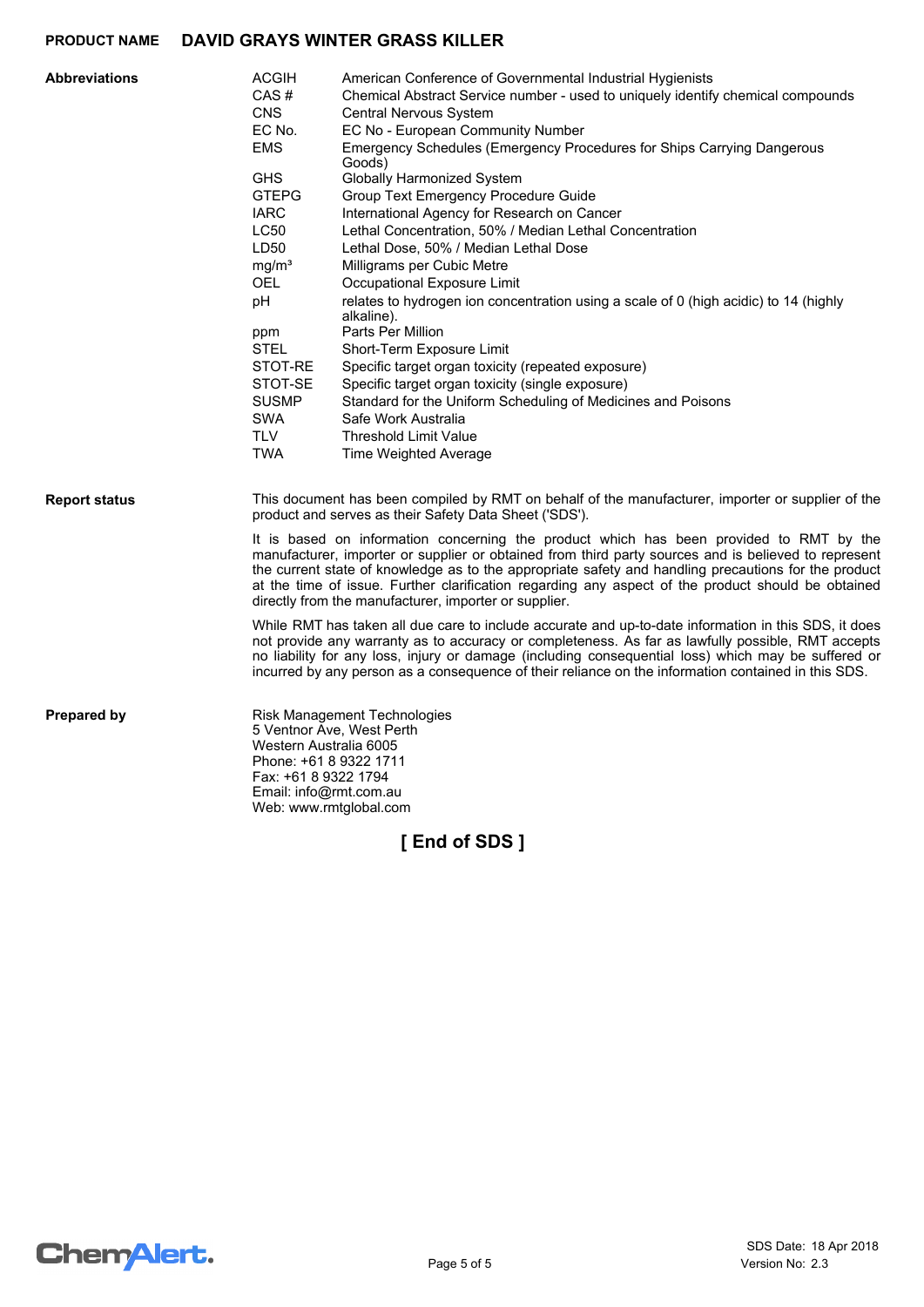**PRODUCT NAME** **DAVID GRAYS WINTER GRASS KILLER**

**Abbreviations**

| | |
|---|---|
| ACGIH | American Conference of Governmental Industrial Hygienists |
| CAS # | Chemical Abstract Service number - used to uniquely identify chemical compounds |
| CNS | Central Nervous System |
| EC No. | EC No - European Community Number |
| EMS | Emergency Schedules (Emergency Procedures for Ships Carrying Dangerous Goods) |
| GHS | Globally Harmonized System |
| GTEPG | Group Text Emergency Procedure Guide |
| IARC | International Agency for Research on Cancer |
| LC50 | Lethal Concentration, 50% / Median Lethal Concentration |
| LD50 | Lethal Dose, 50% / Median Lethal Dose |
| $mg/m^3$ | Milligrams per Cubic Metre |
| OEL | Occupational Exposure Limit |
| pH | relates to hydrogen ion concentration using a scale of 0 (high acidic) to 14 (highly alkaline). |
| ppm | Parts Per Million |
| STEL | Short-Term Exposure Limit |
| STOT-RE | Specific target organ toxicity (repeated exposure) |
| STOT-SE | Specific target organ toxicity (single exposure) |
| SUSMP | Standard for the Uniform Scheduling of Medicines and Poisons |
| SWA | Safe Work Australia |
| TLV | Threshold Limit Value |
| TWA | Time Weighted Average |

**Report status**

This document has been compiled by RMT on behalf of the manufacturer, importer or supplier of the product and serves as their Safety Data Sheet ('SDS').

It is based on information concerning the product which has been provided to RMT by the manufacturer, importer or supplier or obtained from third party sources and is believed to represent the current state of knowledge as to the appropriate safety and handling precautions for the product at the time of issue. Further clarification regarding any aspect of the product should be obtained directly from the manufacturer, importer or supplier.

While RMT has taken all due care to include accurate and up-to-date information in this SDS, it does not provide any warranty as to accuracy or completeness. As far as lawfully possible, RMT accepts no liability for any loss, injury or damage (including consequential loss) which may be suffered or incurred by any person as a consequence of their reliance on the information contained in this SDS.

**Prepared by**

Risk Management Technologies
5 Ventnor Ave, West Perth
Western Australia 6005
Phone: +61 8 9322 1711
Fax: +61 8 9322 1794
Email: info@rmt.com.au
Web: www.rmtglobal.com

**[ End of SDS ]**

SDS Date: 18 Apr 2018
Version No: 2.3